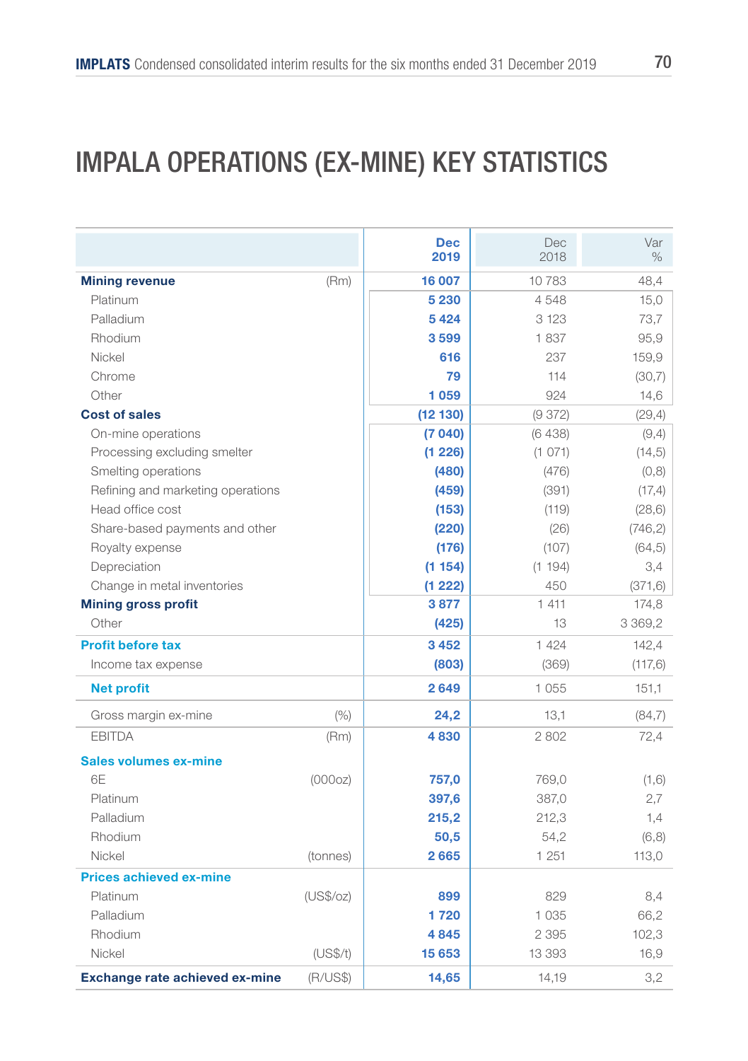# IMPALA OPERATIONS (EX-MINE) KEY STATISTICS

| | | Dec 2019 | Dec 2018 | Var % |
|---|---|---|---|---|
| **Mining revenue** | (Rm) | **16 007** | 10 783 | 48,4 |
| Platinum | | **5 230** | 4 548 | 15,0 |
| Palladium | | **5 424** | 3 123 | 73,7 |
| Rhodium | | **3 599** | 1 837 | 95,9 |
| Nickel | | **616** | 237 | 159,9 |
| Chrome | | **79** | 114 | (30,7) |
| Other | | **1 059** | 924 | 14,6 |
| **Cost of sales** | | **(12 130)** | (9 372) | (29,4) |
| On-mine operations | | **(7 040)** | (6 438) | (9,4) |
| Processing excluding smelter | | **(1 226)** | (1 071) | (14,5) |
| Smelting operations | | **(480)** | (476) | (0,8) |
| Refining and marketing operations | | **(459)** | (391) | (17,4) |
| Head office cost | | **(153)** | (119) | (28,6) |
| Share-based payments and other | | **(220)** | (26) | (746,2) |
| Royalty expense | | **(176)** | (107) | (64,5) |
| Depreciation | | **(1 154)** | (1 194) | 3,4 |
| Change in metal inventories | | **(1 222)** | 450 | (371,6) |
| **Mining gross profit** | | **3 877** | 1 411 | 174,8 |
| Other | | **(425)** | 13 | 3 369,2 |
| **Profit before tax** | | **3 452** | 1 424 | 142,4 |
| Income tax expense | | **(803)** | (369) | (117,6) |
| **Net profit** | | **2 649** | 1 055 | 151,1 |
| Gross margin ex-mine | (%) | **24,2** | 13,1 | (84,7) |
| EBITDA | (Rm) | **4 830** | 2 802 | 72,4 |
| **Sales volumes ex-mine** | | | | |
| 6E | (000oz) | **757,0** | 769,0 | (1,6) |
| Platinum | | **397,6** | 387,0 | 2,7 |
| Palladium | | **215,2** | 212,3 | 1,4 |
| Rhodium | | **50,5** | 54,2 | (6,8) |
| Nickel | (tonnes) | **2 665** | 1 251 | 113,0 |
| **Prices achieved ex-mine** | | | | |
| Platinum | (US$/oz) | **899** | 829 | 8,4 |
| Palladium | | **1 720** | 1 035 | 66,2 |
| Rhodium | | **4 845** | 2 395 | 102,3 |
| Nickel | (US$/t) | **15 653** | 13 393 | 16,9 |
| **Exchange rate achieved ex-mine** | (R/US$) | **14,65** | 14,19 | 3,2 |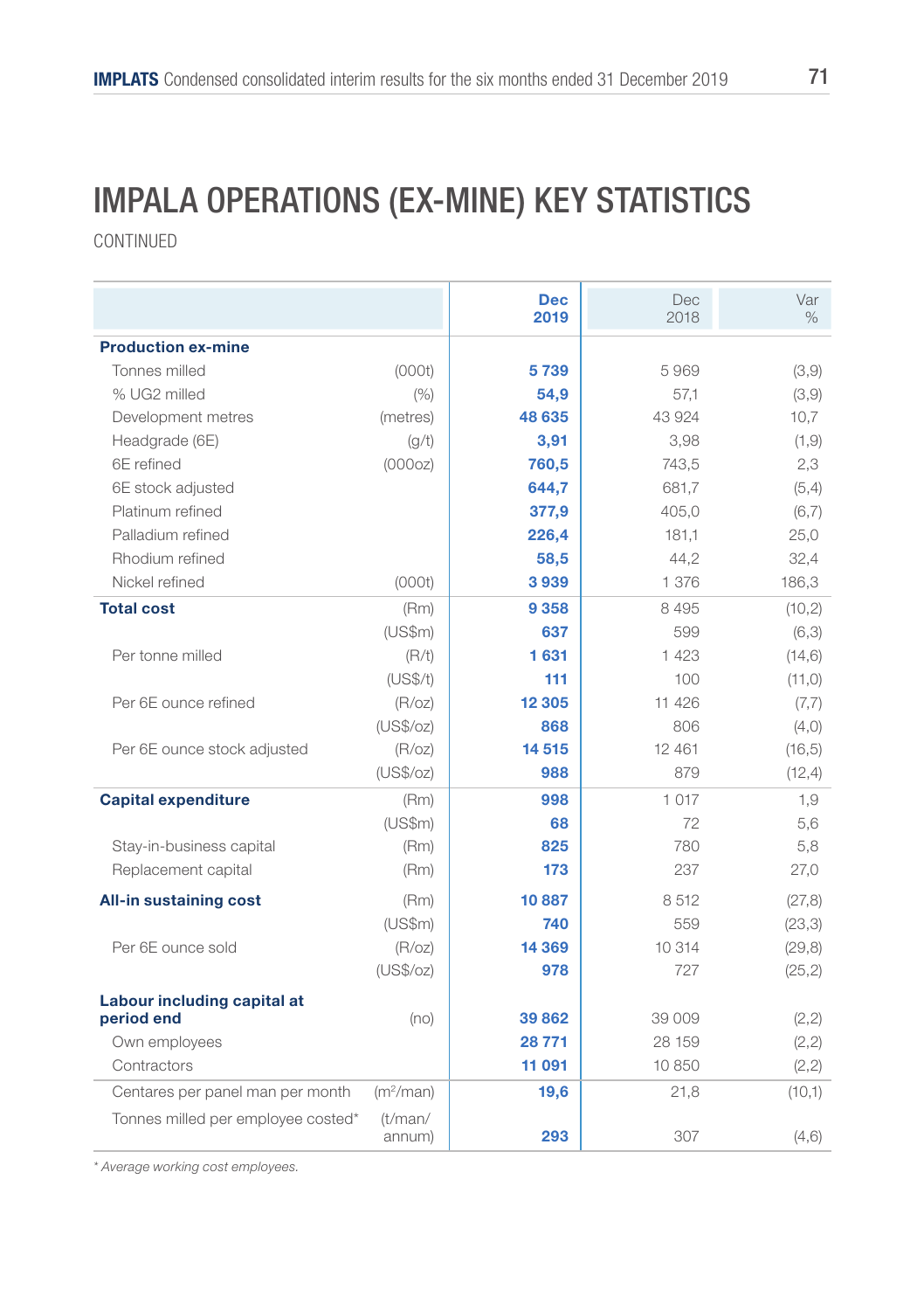# IMPALA OPERATIONS (EX-MINE) KEY STATISTICS

CONTINUED

| | | Dec 2019 | Dec 2018 | Var % |
|---|---|---|---|---|
| **Production ex-mine** | | | | |
| Tonnes milled | (000t) | **5 739** | 5 969 | (3,9) |
| % UG2 milled | (%) | **54,9** | 57,1 | (3,9) |
| Development metres | (metres) | **48 635** | 43 924 | 10,7 |
| Headgrade (6E) | (g/t) | **3,91** | 3,98 | (1,9) |
| 6E refined | (000oz) | **760,5** | 743,5 | 2,3 |
| 6E stock adjusted | | **644,7** | 681,7 | (5,4) |
| Platinum refined | | **377,9** | 405,0 | (6,7) |
| Palladium refined | | **226,4** | 181,1 | 25,0 |
| Rhodium refined | | **58,5** | 44,2 | 32,4 |
| Nickel refined | (000t) | **3 939** | 1 376 | 186,3 |
| **Total cost** | (Rm) | **9 358** | 8 495 | (10,2) |
| | (US$m) | **637** | 599 | (6,3) |
| Per tonne milled | (R/t) | **1 631** | 1 423 | (14,6) |
| | (US$/t) | **111** | 100 | (11,0) |
| Per 6E ounce refined | (R/oz) | **12 305** | 11 426 | (7,7) |
| | (US$/oz) | **868** | 806 | (4,0) |
| Per 6E ounce stock adjusted | (R/oz) | **14 515** | 12 461 | (16,5) |
| | (US$/oz) | **988** | 879 | (12,4) |
| **Capital expenditure** | (Rm) | **998** | 1 017 | 1,9 |
| | (US$m) | **68** | 72 | 5,6 |
| Stay-in-business capital | (Rm) | **825** | 780 | 5,8 |
| Replacement capital | (Rm) | **173** | 237 | 27,0 |
| **All-in sustaining cost** | (Rm) | **10 887** | 8 512 | (27,8) |
| | (US$m) | **740** | 559 | (23,3) |
| Per 6E ounce sold | (R/oz) | **14 369** | 10 314 | (29,8) |
| | (US$/oz) | **978** | 727 | (25,2) |
| **Labour including capital at period end** | (no) | **39 862** | 39 009 | (2,2) |
| Own employees | | **28 771** | 28 159 | (2,2) |
| Contractors | | **11 091** | 10 850 | (2,2) |
| Centares per panel man per month | ($m^2$/man) | **19,6** | 21,8 | (10,1) |
| Tonnes milled per employee costed* | (t/man/annum) | **293** | 307 | (4,6) |

*\* Average working cost employees.*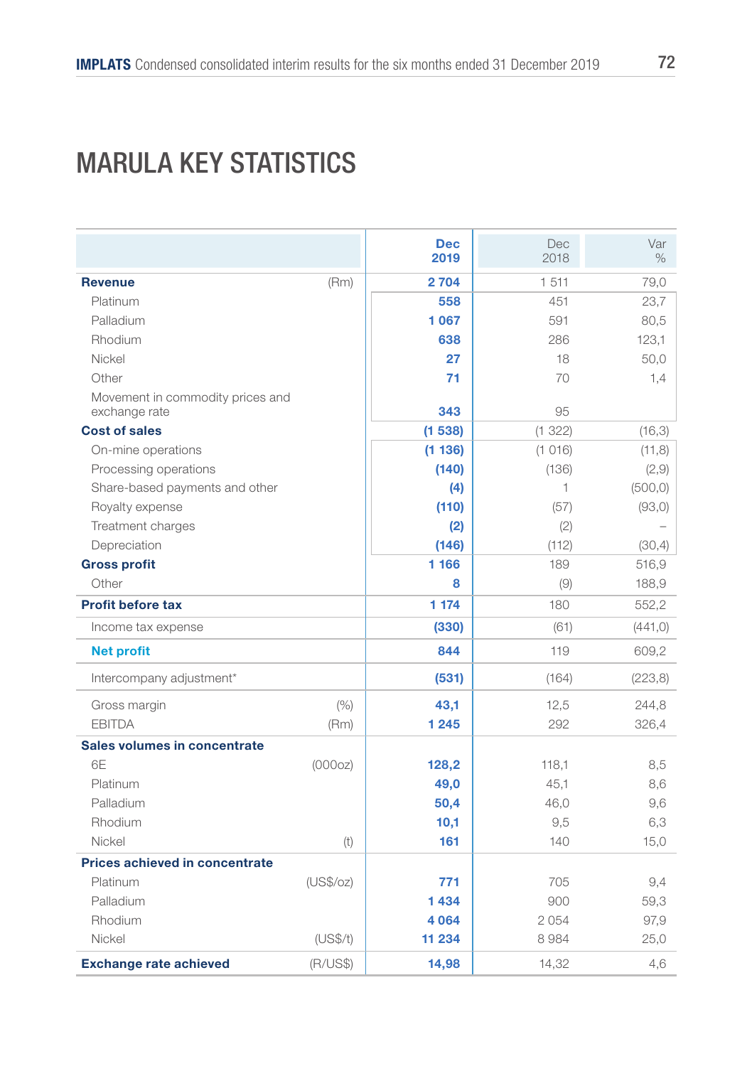# MARULA KEY STATISTICS

| | | Dec 2019 | Dec 2018 | Var % |
|---|---|---|---|---|
| **Revenue** | (Rm) | **2 704** | 1 511 | 79,0 |
| Platinum | | **558** | 451 | 23,7 |
| Palladium | | **1 067** | 591 | 80,5 |
| Rhodium | | **638** | 286 | 123,1 |
| Nickel | | **27** | 18 | 50,0 |
| Other | | **71** | 70 | 1,4 |
| Movement in commodity prices and exchange rate | | **343** | 95 | |
| **Cost of sales** | | **(1 538)** | (1 322) | (16,3) |
| On-mine operations | | **(1 136)** | (1 016) | (11,8) |
| Processing operations | | **(140)** | (136) | (2,9) |
| Share-based payments and other | | **(4)** | 1 | (500,0) |
| Royalty expense | | **(110)** | (57) | (93,0) |
| Treatment charges | | **(2)** | (2) | – |
| Depreciation | | **(146)** | (112) | (30,4) |
| **Gross profit** | | **1 166** | 189 | 516,9 |
| Other | | **8** | (9) | 188,9 |
| **Profit before tax** | | **1 174** | 180 | 552,2 |
| Income tax expense | | **(330)** | (61) | (441,0) |
| **Net profit** | | **844** | 119 | 609,2 |
| Intercompany adjustment* | | **(531)** | (164) | (223,8) |
| Gross margin | (%) | **43,1** | 12,5 | 244,8 |
| EBITDA | (Rm) | **1 245** | 292 | 326,4 |
| **Sales volumes in concentrate** | | | | |
| 6E | (000oz) | **128,2** | 118,1 | 8,5 |
| Platinum | | **49,0** | 45,1 | 8,6 |
| Palladium | | **50,4** | 46,0 | 9,6 |
| Rhodium | | **10,1** | 9,5 | 6,3 |
| Nickel | (t) | **161** | 140 | 15,0 |
| **Prices achieved in concentrate** | | | | |
| Platinum | (US$/oz) | **771** | 705 | 9,4 |
| Palladium | | **1 434** | 900 | 59,3 |
| Rhodium | | **4 064** | 2 054 | 97,9 |
| Nickel | (US$/t) | **11 234** | 8 984 | 25,0 |
| **Exchange rate achieved** | (R/US$) | **14,98** | 14,32 | 4,6 |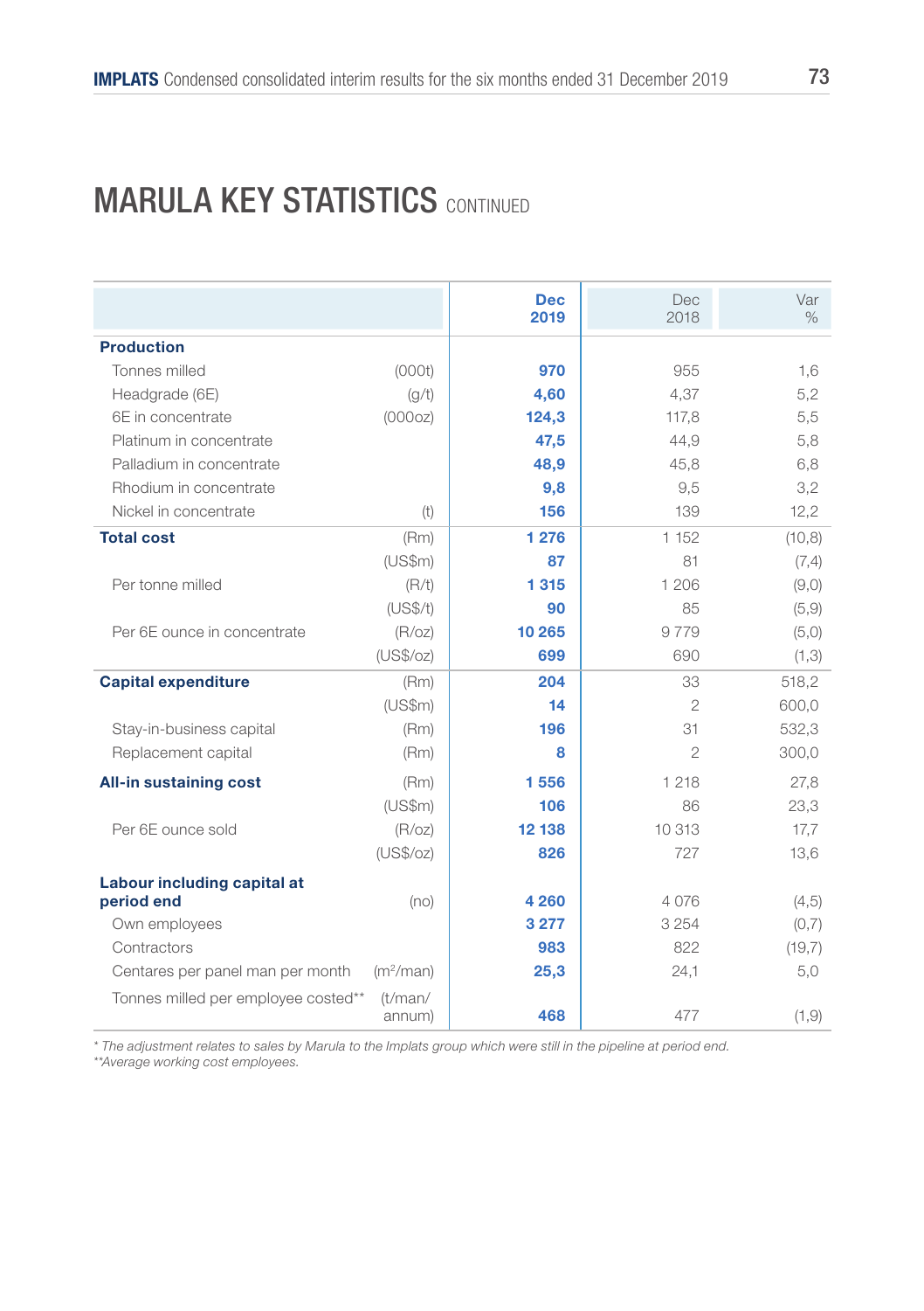# MARULA KEY STATISTICS CONTINUED

| | | Dec 2019 | Dec 2018 | Var % |
|---|---|---|---|---|
| **Production** | | | | |
| Tonnes milled | (000t) | **970** | 955 | 1,6 |
| Headgrade (6E) | (g/t) | **4,60** | 4,37 | 5,2 |
| 6E in concentrate | (000oz) | **124,3** | 117,8 | 5,5 |
| Platinum in concentrate | | **47,5** | 44,9 | 5,8 |
| Palladium in concentrate | | **48,9** | 45,8 | 6,8 |
| Rhodium in concentrate | | **9,8** | 9,5 | 3,2 |
| Nickel in concentrate | (t) | **156** | 139 | 12,2 |
| **Total cost** | (Rm) | **1 276** | 1 152 | (10,8) |
| | (US\$m) | **87** | 81 | (7,4) |
| Per tonne milled | (R/t) | **1 315** | 1 206 | (9,0) |
| | (US\$/t) | **90** | 85 | (5,9) |
| Per 6E ounce in concentrate | (R/oz) | **10 265** | 9 779 | (5,0) |
| | (US\$/oz) | **699** | 690 | (1,3) |
| **Capital expenditure** | (Rm) | **204** | 33 | 518,2 |
| | (US\$m) | **14** | 2 | 600,0 |
| Stay-in-business capital | (Rm) | **196** | 31 | 532,3 |
| Replacement capital | (Rm) | **8** | 2 | 300,0 |
| **All-in sustaining cost** | (Rm) | **1 556** | 1 218 | 27,8 |
| | (US\$m) | **106** | 86 | 23,3 |
| Per 6E ounce sold | (R/oz) | **12 138** | 10 313 | 17,7 |
| | (US\$/oz) | **826** | 727 | 13,6 |
| **Labour including capital at period end** | (no) | **4 260** | 4 076 | (4,5) |
| Own employees | | **3 277** | 3 254 | (0,7) |
| Contractors | | **983** | 822 | (19,7) |
| Centares per panel man per month | ($m^2$/man) | **25,3** | 24,1 | 5,0 |
| Tonnes milled per employee costed** | (t/man/annum) | **468** | 477 | (1,9) |

*\* The adjustment relates to sales by Marula to the Implats group which were still in the pipeline at period end.*
*\*\*Average working cost employees.*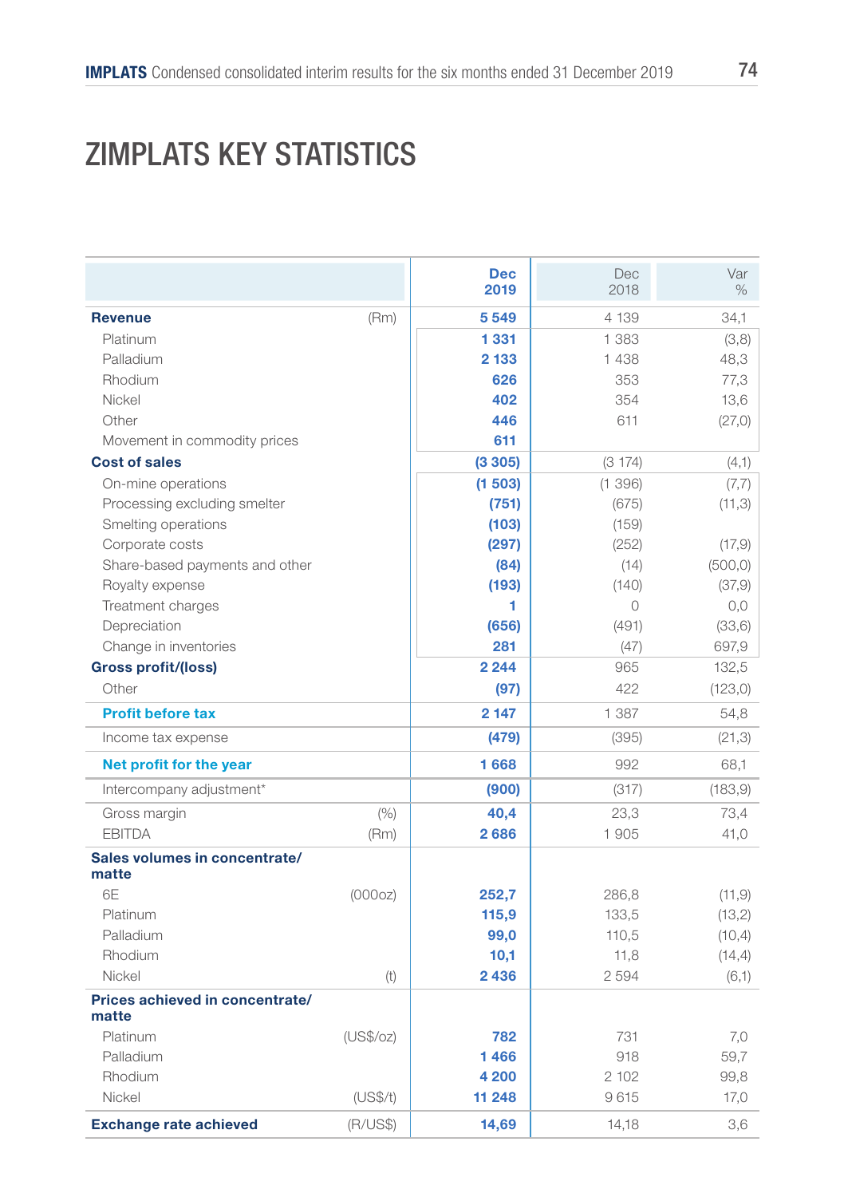# ZIMPLATS KEY STATISTICS

| | | Dec 2019 | Dec 2018 | Var % |
|---|---|---|---|---|
| **Revenue** | (Rm) | **5 549** | 4 139 | 34,1 |
| Platinum | | **1 331** | 1 383 | (3,8) |
| Palladium | | **2 133** | 1 438 | 48,3 |
| Rhodium | | **626** | 353 | 77,3 |
| Nickel | | **402** | 354 | 13,6 |
| Other | | **446** | 611 | (27,0) |
| Movement in commodity prices | | **611** | | |
| **Cost of sales** | | **(3 305)** | (3 174) | (4,1) |
| On-mine operations | | **(1 503)** | (1 396) | (7,7) |
| Processing excluding smelter | | **(751)** | (675) | (11,3) |
| Smelting operations | | **(103)** | (159) | |
| Corporate costs | | **(297)** | (252) | (17,9) |
| Share-based payments and other | | **(84)** | (14) | (500,0) |
| Royalty expense | | **(193)** | (140) | (37,9) |
| Treatment charges | | **1** | 0 | 0,0 |
| Depreciation | | **(656)** | (491) | (33,6) |
| Change in inventories | | **281** | (47) | 697,9 |
| **Gross profit/(loss)** | | **2 244** | 965 | 132,5 |
| Other | | **(97)** | 422 | (123,0) |
| **Profit before tax** | | **2 147** | 1 387 | 54,8 |
| Income tax expense | | **(479)** | (395) | (21,3) |
| **Net profit for the year** | | **1 668** | 992 | 68,1 |
| Intercompany adjustment* | | **(900)** | (317) | (183,9) |
| Gross margin | (%) | **40,4** | 23,3 | 73,4 |
| EBITDA | (Rm) | **2 686** | 1 905 | 41,0 |
| **Sales volumes in concentrate/ matte** | | | | |
| 6E | (000oz) | **252,7** | 286,8 | (11,9) |
| Platinum | | **115,9** | 133,5 | (13,2) |
| Palladium | | **99,0** | 110,5 | (10,4) |
| Rhodium | | **10,1** | 11,8 | (14,4) |
| Nickel | (t) | **2 436** | 2 594 | (6,1) |
| **Prices achieved in concentrate/ matte** | | | | |
| Platinum | (US$/oz) | **782** | 731 | 7,0 |
| Palladium | | **1 466** | 918 | 59,7 |
| Rhodium | | **4 200** | 2 102 | 99,8 |
| Nickel | (US$/t) | **11 248** | 9 615 | 17,0 |
| **Exchange rate achieved** | (R/US$) | **14,69** | 14,18 | 3,6 |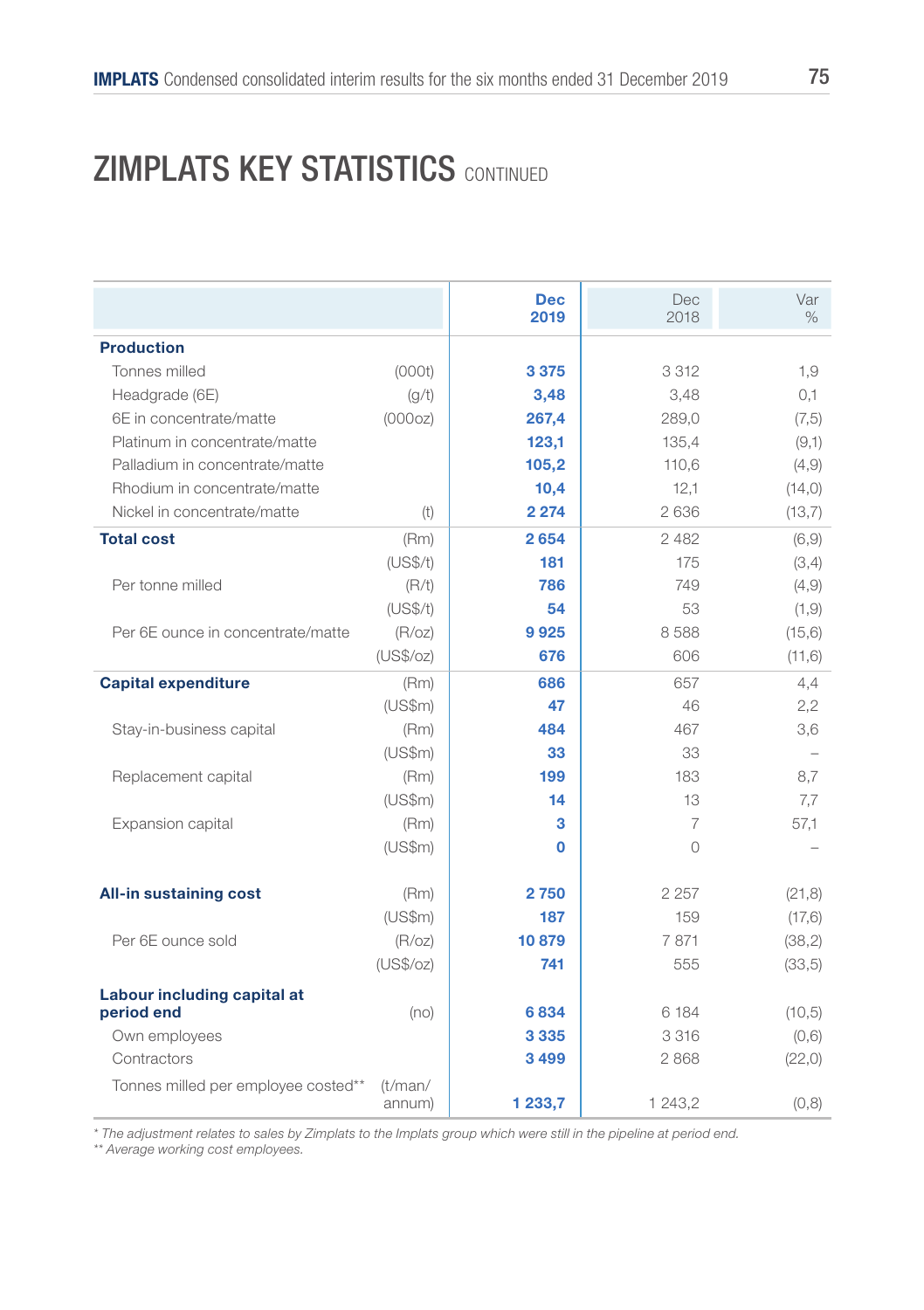# ZIMPLATS KEY STATISTICS CONTINUED

| | | Dec 2019 | Dec 2018 | Var % |
|---|---|---|---|---|
| **Production** | | | | |
| Tonnes milled | (000t) | **3 375** | 3 312 | 1,9 |
| Headgrade (6E) | (g/t) | **3,48** | 3,48 | 0,1 |
| 6E in concentrate/matte | (000oz) | **267,4** | 289,0 | (7,5) |
| Platinum in concentrate/matte | | **123,1** | 135,4 | (9,1) |
| Palladium in concentrate/matte | | **105,2** | 110,6 | (4,9) |
| Rhodium in concentrate/matte | | **10,4** | 12,1 | (14,0) |
| Nickel in concentrate/matte | (t) | **2 274** | 2 636 | (13,7) |
| **Total cost** | (Rm) | **2 654** | 2 482 | (6,9) |
| | (US$/t) | **181** | 175 | (3,4) |
| Per tonne milled | (R/t) | **786** | 749 | (4,9) |
| | (US$/t) | **54** | 53 | (1,9) |
| Per 6E ounce in concentrate/matte | (R/oz) | **9 925** | 8 588 | (15,6) |
| | (US$/oz) | **676** | 606 | (11,6) |
| **Capital expenditure** | (Rm) | **686** | 657 | 4,4 |
| | (US$m) | **47** | 46 | 2,2 |
| Stay-in-business capital | (Rm) | **484** | 467 | 3,6 |
| | (US$m) | **33** | 33 | – |
| Replacement capital | (Rm) | **199** | 183 | 8,7 |
| | (US$m) | **14** | 13 | 7,7 |
| Expansion capital | (Rm) | **3** | 7 | 57,1 |
| | (US$m) | **0** | 0 | – |
| **All-in sustaining cost** | (Rm) | **2 750** | 2 257 | (21,8) |
| | (US$m) | **187** | 159 | (17,6) |
| Per 6E ounce sold | (R/oz) | **10 879** | 7 871 | (38,2) |
| | (US$/oz) | **741** | 555 | (33,5) |
| **Labour including capital at period end** | (no) | **6 834** | 6 184 | (10,5) |
| Own employees | | **3 335** | 3 316 | (0,6) |
| Contractors | | **3 499** | 2 868 | (22,0) |
| Tonnes milled per employee costed** | (t/man/annum) | **1 233,7** | 1 243,2 | (0,8) |

*\* The adjustment relates to sales by Zimplats to the Implats group which were still in the pipeline at period end.*
*\*\* Average working cost employees.*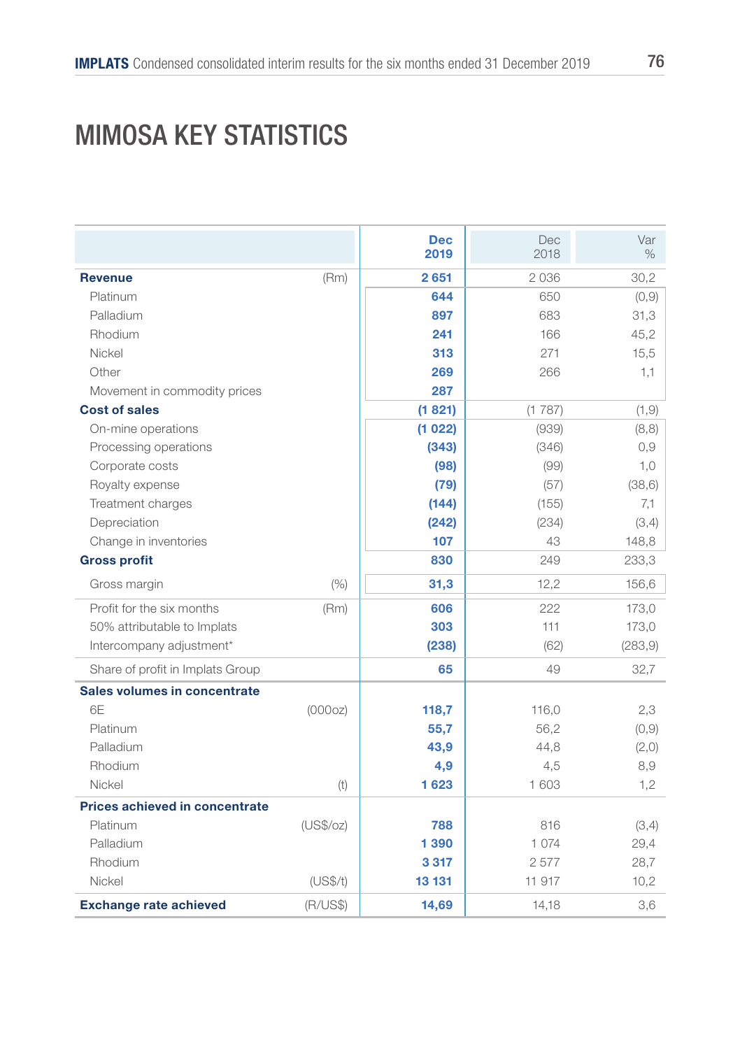# MIMOSA KEY STATISTICS

| | | Dec 2019 | Dec 2018 | Var % |
|---|---|---|---|---|
| **Revenue** | (Rm) | **2 651** | 2 036 | 30,2 |
| Platinum | | **644** | 650 | (0,9) |
| Palladium | | **897** | 683 | 31,3 |
| Rhodium | | **241** | 166 | 45,2 |
| Nickel | | **313** | 271 | 15,5 |
| Other | | **269** | 266 | 1,1 |
| Movement in commodity prices | | **287** | | |
| **Cost of sales** | | **(1 821)** | (1 787) | (1,9) |
| On-mine operations | | **(1 022)** | (939) | (8,8) |
| Processing operations | | **(343)** | (346) | 0,9 |
| Corporate costs | | **(98)** | (99) | 1,0 |
| Royalty expense | | **(79)** | (57) | (38,6) |
| Treatment charges | | **(144)** | (155) | 7,1 |
| Depreciation | | **(242)** | (234) | (3,4) |
| Change in inventories | | **107** | 43 | 148,8 |
| **Gross profit** | | **830** | 249 | 233,3 |
| Gross margin | (%) | **31,3** | 12,2 | 156,6 |
| Profit for the six months | (Rm) | **606** | 222 | 173,0 |
| 50% attributable to Implats | | **303** | 111 | 173,0 |
| Intercompany adjustment* | | **(238)** | (62) | (283,9) |
| Share of profit in Implats Group | | **65** | 49 | 32,7 |
| **Sales volumes in concentrate** | | | | |
| 6E | (000oz) | **118,7** | 116,0 | 2,3 |
| Platinum | | **55,7** | 56,2 | (0,9) |
| Palladium | | **43,9** | 44,8 | (2,0) |
| Rhodium | | **4,9** | 4,5 | 8,9 |
| Nickel | (t) | **1 623** | 1 603 | 1,2 |
| **Prices achieved in concentrate** | | | | |
| Platinum | (US$/oz) | **788** | 816 | (3,4) |
| Palladium | | **1 390** | 1 074 | 29,4 |
| Rhodium | | **3 317** | 2 577 | 28,7 |
| Nickel | (US$/t) | **13 131** | 11 917 | 10,2 |
| **Exchange rate achieved** | (R/US$) | **14,69** | 14,18 | 3,6 |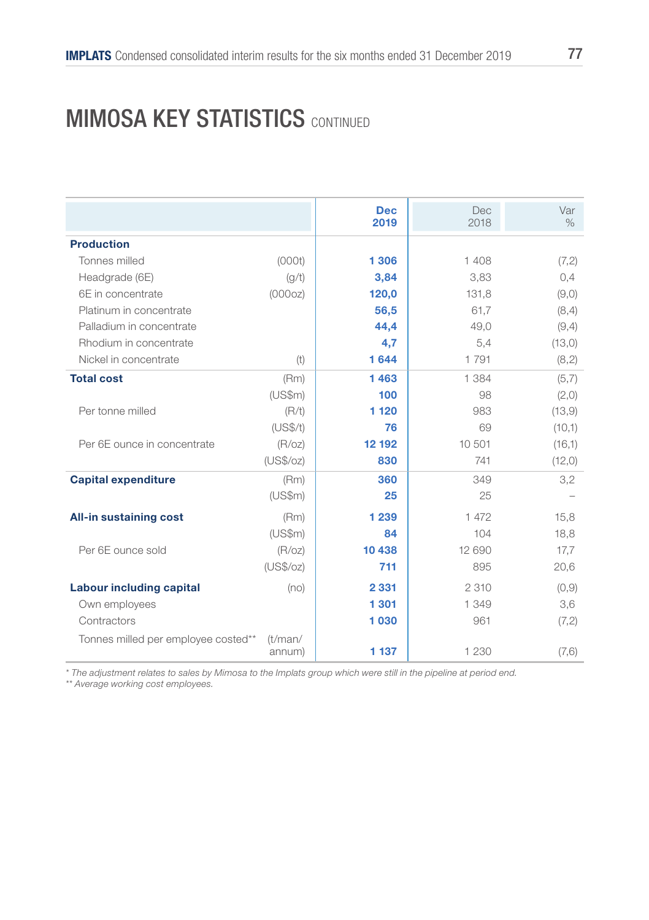# MIMOSA KEY STATISTICS CONTINUED

| | | Dec 2019 | Dec 2018 | Var % |
|---|---|---|---|---|
| **Production** | | | | |
| Tonnes milled | (000t) | **1 306** | 1 408 | (7,2) |
| Headgrade (6E) | (g/t) | **3,84** | 3,83 | 0,4 |
| 6E in concentrate | (000oz) | **120,0** | 131,8 | (9,0) |
| Platinum in concentrate | | **56,5** | 61,7 | (8,4) |
| Palladium in concentrate | | **44,4** | 49,0 | (9,4) |
| Rhodium in concentrate | | **4,7** | 5,4 | (13,0) |
| Nickel in concentrate | (t) | **1 644** | 1 791 | (8,2) |
| **Total cost** | (Rm) | **1 463** | 1 384 | (5,7) |
| | (US$m) | **100** | 98 | (2,0) |
| Per tonne milled | (R/t) | **1 120** | 983 | (13,9) |
| | (US$/t) | **76** | 69 | (10,1) |
| Per 6E ounce in concentrate | (R/oz) | **12 192** | 10 501 | (16,1) |
| | (US$/oz) | **830** | 741 | (12,0) |
| **Capital expenditure** | (Rm) | **360** | 349 | 3,2 |
| | (US$m) | **25** | 25 | – |
| **All-in sustaining cost** | (Rm) | **1 239** | 1 472 | 15,8 |
| | (US$m) | **84** | 104 | 18,8 |
| Per 6E ounce sold | (R/oz) | **10 438** | 12 690 | 17,7 |
| | (US$/oz) | **711** | 895 | 20,6 |
| **Labour including capital** | (no) | **2 331** | 2 310 | (0,9) |
| Own employees | | **1 301** | 1 349 | 3,6 |
| Contractors | | **1 030** | 961 | (7,2) |
| Tonnes milled per employee costed** | (t/man/annum) | **1 137** | 1 230 | (7,6) |

*\* The adjustment relates to sales by Mimosa to the Implats group which were still in the pipeline at period end.*
*\*\* Average working cost employees.*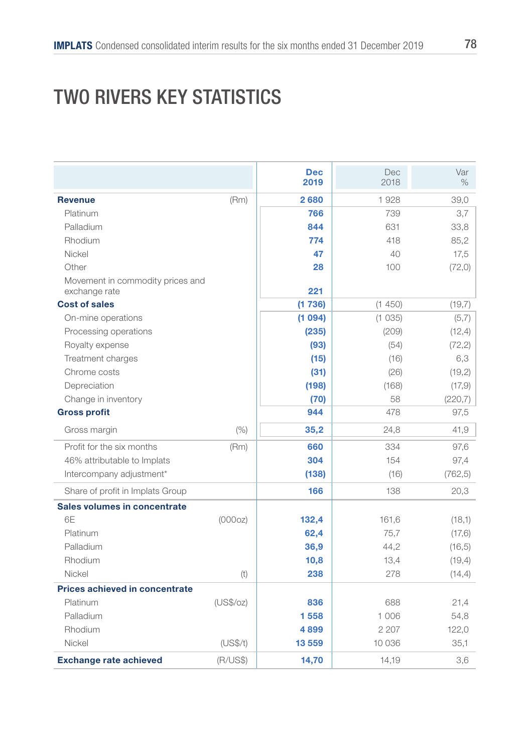# TWO RIVERS KEY STATISTICS

| | | Dec 2019 | Dec 2018 | Var % |
|---|---|---|---|---|
| **Revenue** | (Rm) | **2 680** | 1 928 | 39,0 |
| Platinum | | **766** | 739 | 3,7 |
| Palladium | | **844** | 631 | 33,8 |
| Rhodium | | **774** | 418 | 85,2 |
| Nickel | | **47** | 40 | 17,5 |
| Other | | **28** | 100 | (72,0) |
| Movement in commodity prices and exchange rate | | **221** | | |
| **Cost of sales** | | **(1 736)** | (1 450) | (19,7) |
| On-mine operations | | **(1 094)** | (1 035) | (5,7) |
| Processing operations | | **(235)** | (209) | (12,4) |
| Royalty expense | | **(93)** | (54) | (72,2) |
| Treatment charges | | **(15)** | (16) | 6,3 |
| Chrome costs | | **(31)** | (26) | (19,2) |
| Depreciation | | **(198)** | (168) | (17,9) |
| Change in inventory | | **(70)** | 58 | (220,7) |
| **Gross profit** | | **944** | 478 | 97,5 |
| Gross margin | (%) | **35,2** | 24,8 | 41,9 |
| Profit for the six months | (Rm) | **660** | 334 | 97,6 |
| 46% attributable to Implats | | **304** | 154 | 97,4 |
| Intercompany adjustment* | | **(138)** | (16) | (762,5) |
| Share of profit in Implats Group | | **166** | 138 | 20,3 |
| **Sales volumes in concentrate** | | | | |
| 6E | (000oz) | **132,4** | 161,6 | (18,1) |
| Platinum | | **62,4** | 75,7 | (17,6) |
| Palladium | | **36,9** | 44,2 | (16,5) |
| Rhodium | | **10,8** | 13,4 | (19,4) |
| Nickel | (t) | **238** | 278 | (14,4) |
| **Prices achieved in concentrate** | | | | |
| Platinum | (US$/oz) | **836** | 688 | 21,4 |
| Palladium | | **1 558** | 1 006 | 54,8 |
| Rhodium | | **4 899** | 2 207 | 122,0 |
| Nickel | (US$/t) | **13 559** | 10 036 | 35,1 |
| **Exchange rate achieved** | (R/US$) | **14,70** | 14,19 | 3,6 |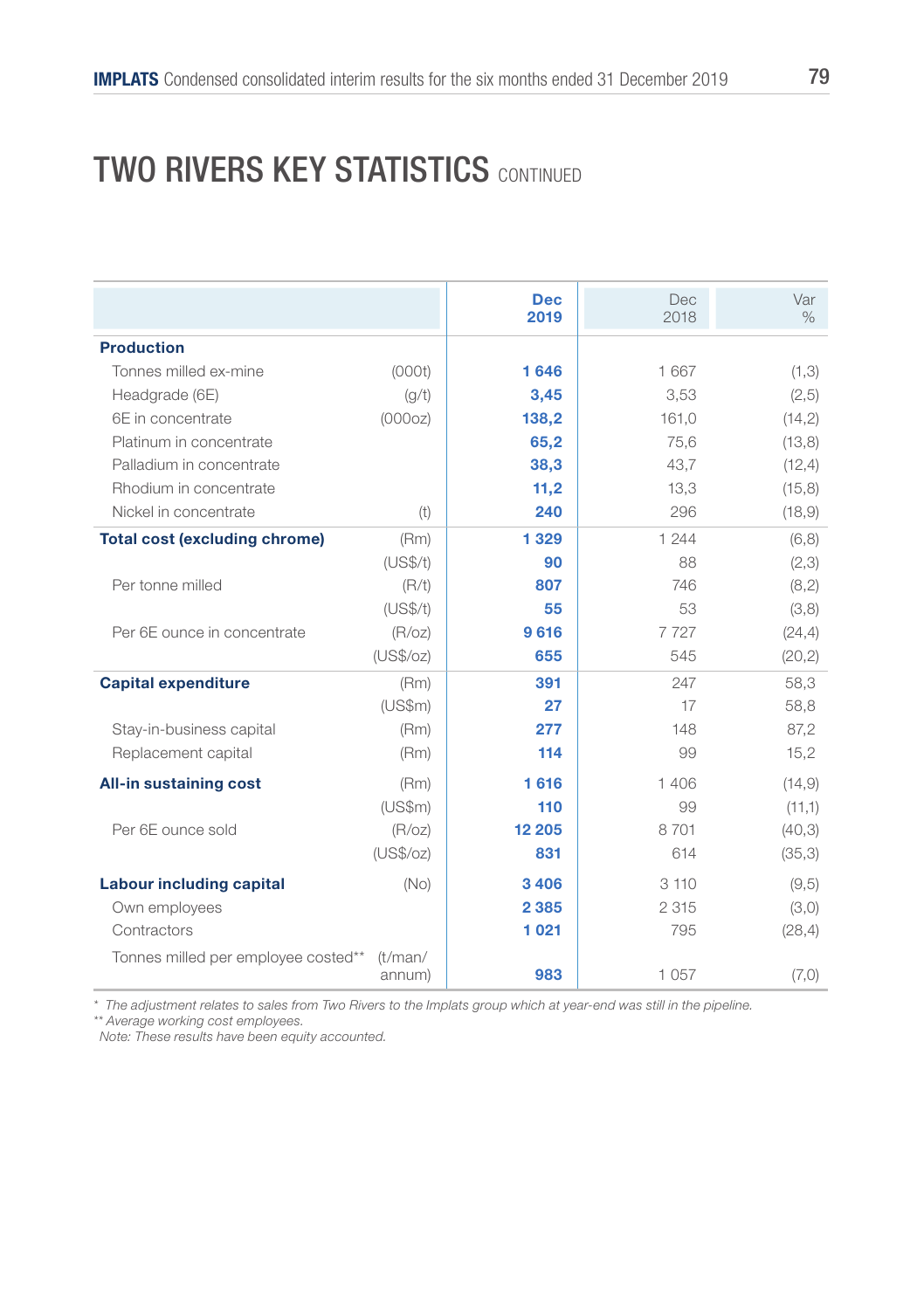# TWO RIVERS KEY STATISTICS CONTINUED

| | | Dec 2019 | Dec 2018 | Var % |
|---|---|---|---|---|
| **Production** | | | | |
| Tonnes milled ex-mine | (000t) | **1 646** | 1 667 | (1,3) |
| Headgrade (6E) | (g/t) | **3,45** | 3,53 | (2,5) |
| 6E in concentrate | (000oz) | **138,2** | 161,0 | (14,2) |
| Platinum in concentrate | | **65,2** | 75,6 | (13,8) |
| Palladium in concentrate | | **38,3** | 43,7 | (12,4) |
| Rhodium in concentrate | | **11,2** | 13,3 | (15,8) |
| Nickel in concentrate | (t) | **240** | 296 | (18,9) |
| **Total cost (excluding chrome)** | (Rm) | **1 329** | 1 244 | (6,8) |
| | (US$/t) | **90** | 88 | (2,3) |
| Per tonne milled | (R/t) | **807** | 746 | (8,2) |
| | (US$/t) | **55** | 53 | (3,8) |
| Per 6E ounce in concentrate | (R/oz) | **9 616** | 7 727 | (24,4) |
| | (US$/oz) | **655** | 545 | (20,2) |
| **Capital expenditure** | (Rm) | **391** | 247 | 58,3 |
| | (US$m) | **27** | 17 | 58,8 |
| Stay-in-business capital | (Rm) | **277** | 148 | 87,2 |
| Replacement capital | (Rm) | **114** | 99 | 15,2 |
| **All-in sustaining cost** | (Rm) | **1 616** | 1 406 | (14,9) |
| | (US$m) | **110** | 99 | (11,1) |
| Per 6E ounce sold | (R/oz) | **12 205** | 8 701 | (40,3) |
| | (US$/oz) | **831** | 614 | (35,3) |
| **Labour including capital** | (No) | **3 406** | 3 110 | (9,5) |
| Own employees | | **2 385** | 2 315 | (3,0) |
| Contractors | | **1 021** | 795 | (28,4) |
| Tonnes milled per employee costed** | (t/man/annum) | **983** | 1 057 | (7,0) |

* *The adjustment relates to sales from Two Rivers to the Implats group which at year-end was still in the pipeline.*
** *Average working cost employees.*
*Note: These results have been equity accounted.*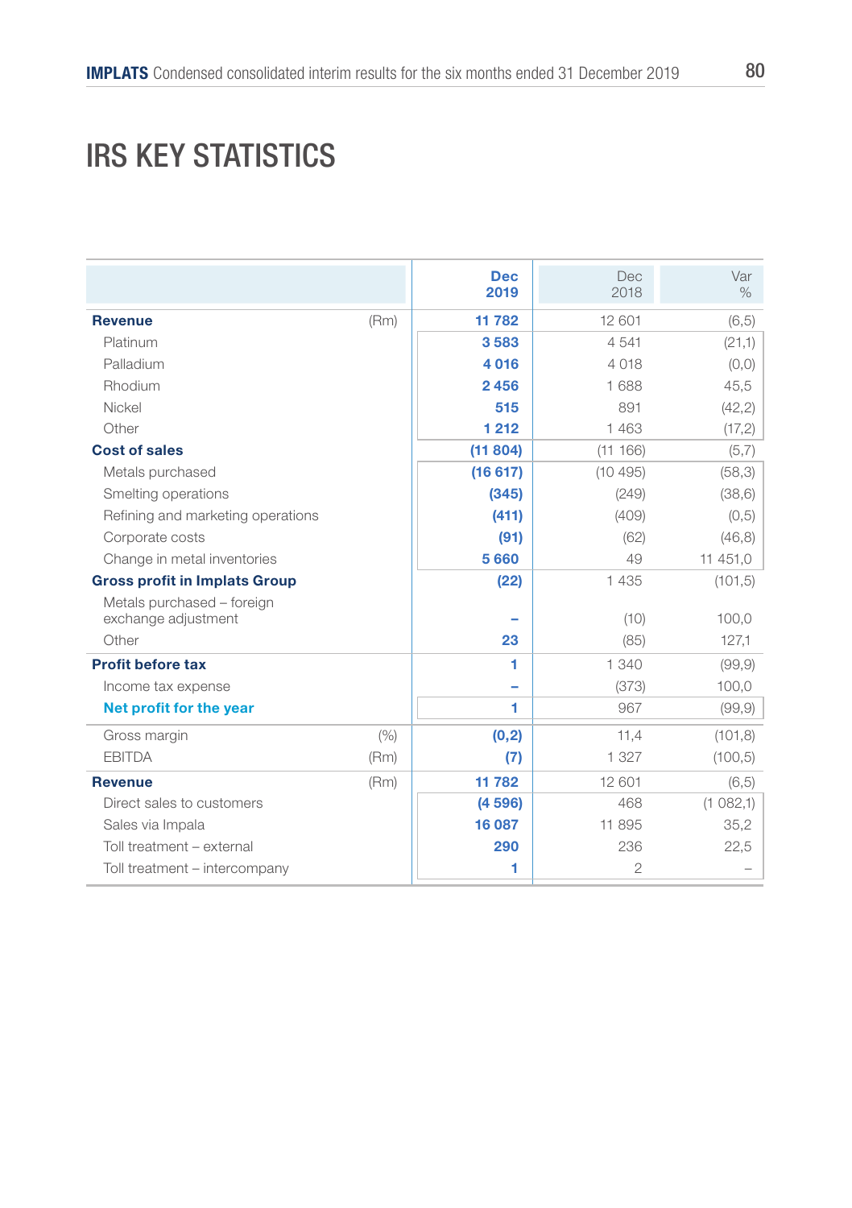# IRS KEY STATISTICS

| | | Dec 2019 | Dec 2018 | Var % |
|---|---|---|---|---|
| **Revenue** | (Rm) | **11 782** | 12 601 | (6,5) |
| Platinum | | **3 583** | 4 541 | (21,1) |
| Palladium | | **4 016** | 4 018 | (0,0) |
| Rhodium | | **2 456** | 1 688 | 45,5 |
| Nickel | | **515** | 891 | (42,2) |
| Other | | **1 212** | 1 463 | (17,2) |
| **Cost of sales** | | **(11 804)** | (11 166) | (5,7) |
| Metals purchased | | **(16 617)** | (10 495) | (58,3) |
| Smelting operations | | **(345)** | (249) | (38,6) |
| Refining and marketing operations | | **(411)** | (409) | (0,5) |
| Corporate costs | | **(91)** | (62) | (46,8) |
| Change in metal inventories | | **5 660** | 49 | 11 451,0 |
| **Gross profit in Implats Group** | | **(22)** | 1 435 | (101,5) |
| Metals purchased – foreign exchange adjustment | | **–** | (10) | 100,0 |
| Other | | **23** | (85) | 127,1 |
| **Profit before tax** | | **1** | 1 340 | (99,9) |
| Income tax expense | | **–** | (373) | 100,0 |
| **Net profit for the year** | | **1** | 967 | (99,9) |
| Gross margin | (%) | **(0,2)** | 11,4 | (101,8) |
| EBITDA | (Rm) | **(7)** | 1 327 | (100,5) |
| **Revenue** | (Rm) | **11 782** | 12 601 | (6,5) |
| Direct sales to customers | | **(4 596)** | 468 | (1 082,1) |
| Sales via Impala | | **16 087** | 11 895 | 35,2 |
| Toll treatment – external | | **290** | 236 | 22,5 |
| Toll treatment – intercompany | | **1** | 2 | – |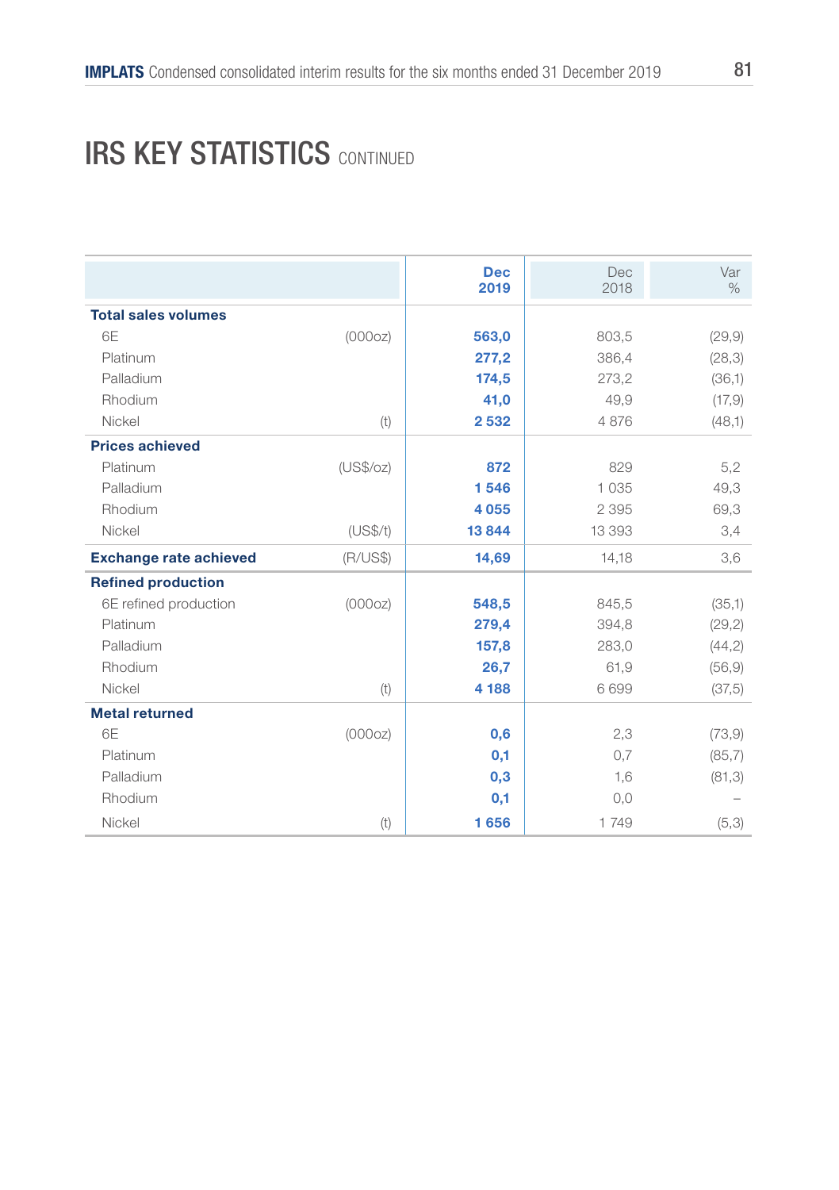# IRS KEY STATISTICS CONTINUED

| | | Dec 2019 | Dec 2018 | Var % |
|---|---|---|---|---|
| **Total sales volumes** | | | | |
| 6E | (000oz) | **563,0** | 803,5 | (29,9) |
| Platinum | | **277,2** | 386,4 | (28,3) |
| Palladium | | **174,5** | 273,2 | (36,1) |
| Rhodium | | **41,0** | 49,9 | (17,9) |
| Nickel | (t) | **2 532** | 4 876 | (48,1) |
| **Prices achieved** | | | | |
| Platinum | (US$/oz) | **872** | 829 | 5,2 |
| Palladium | | **1 546** | 1 035 | 49,3 |
| Rhodium | | **4 055** | 2 395 | 69,3 |
| Nickel | (US$/t) | **13 844** | 13 393 | 3,4 |
| **Exchange rate achieved** | (R/US$) | **14,69** | 14,18 | 3,6 |
| **Refined production** | | | | |
| 6E refined production | (000oz) | **548,5** | 845,5 | (35,1) |
| Platinum | | **279,4** | 394,8 | (29,2) |
| Palladium | | **157,8** | 283,0 | (44,2) |
| Rhodium | | **26,7** | 61,9 | (56,9) |
| Nickel | (t) | **4 188** | 6 699 | (37,5) |
| **Metal returned** | | | | |
| 6E | (000oz) | **0,6** | 2,3 | (73,9) |
| Platinum | | **0,1** | 0,7 | (85,7) |
| Palladium | | **0,3** | 1,6 | (81,3) |
| Rhodium | | **0,1** | 0,0 | – |
| Nickel | (t) | **1 656** | 1 749 | (5,3) |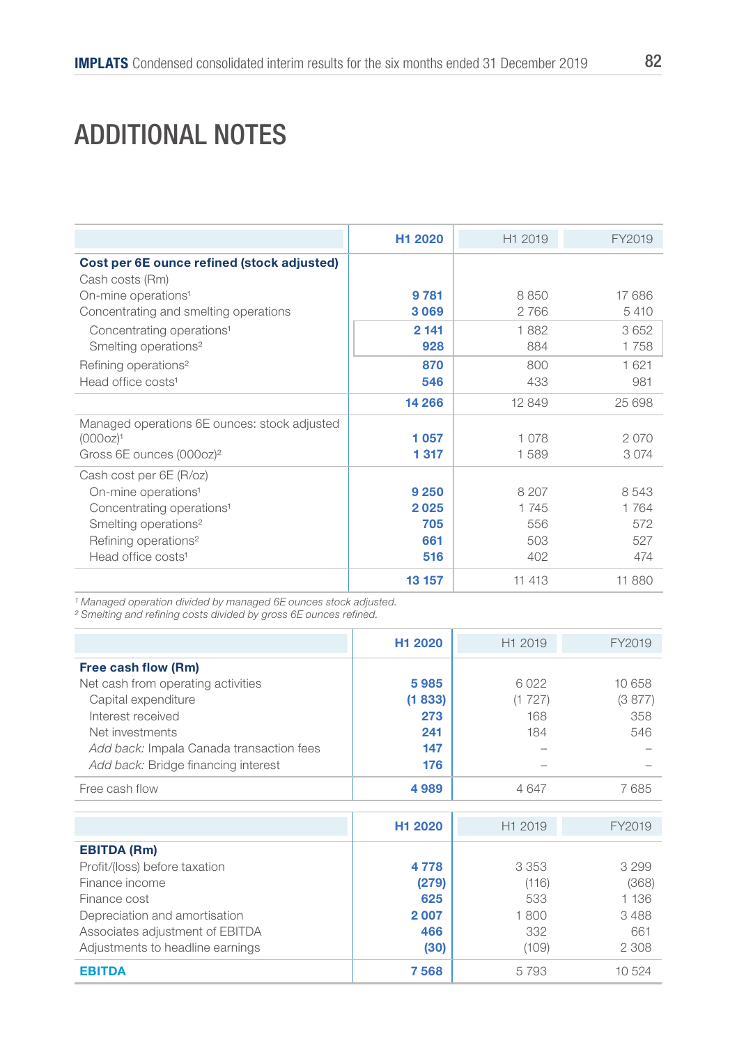# ADDITIONAL NOTES

| | H1 2020 | H1 2019 | FY2019 |
|---|---|---|---|
| **Cost per 6E ounce refined (stock adjusted)** | | | |
| Cash costs (Rm) | | | |
| On-mine operations[1] | **9 781** | 8 850 | 17 686 |
| Concentrating and smelting operations | **3 069** | 2 766 | 5 410 |
| Concentrating operations[1] | **2 141** | 1 882 | 3 652 |
| Smelting operations[2] | **928** | 884 | 1 758 |
| Refining operations[2] | **870** | 800 | 1 621 |
| Head office costs[1] | **546** | 433 | 981 |
| | **14 266** | 12 849 | 25 698 |
| Managed operations 6E ounces: stock adjusted (000oz)[1] | **1 057** | 1 078 | 2 070 |
| Gross 6E ounces (000oz)[2] | **1 317** | 1 589 | 3 074 |
| Cash cost per 6E (R/oz) | | | |
| On-mine operations[1] | **9 250** | 8 207 | 8 543 |
| Concentrating operations[1] | **2 025** | 1 745 | 1 764 |
| Smelting operations[2] | **705** | 556 | 572 |
| Refining operations[2] | **661** | 503 | 527 |
| Head office costs[1] | **516** | 402 | 474 |
| | **13 157** | 11 413 | 11 880 |

*[1] Managed operation divided by managed 6E ounces stock adjusted.*
*[2] Smelting and refining costs divided by gross 6E ounces refined.*

| | H1 2020 | H1 2019 | FY2019 |
|---|---|---|---|
| **Free cash flow (Rm)** | | | |
| Net cash from operating activities | **5 985** | 6 022 | 10 658 |
| Capital expenditure | **(1 833)** | (1 727) | (3 877) |
| Interest received | **273** | 168 | 358 |
| Net investments | **241** | 184 | 546 |
| *Add back:* Impala Canada transaction fees | **147** | – | – |
| *Add back:* Bridge financing interest | **176** | – | – |
| Free cash flow | **4 989** | 4 647 | 7 685 |

| | H1 2020 | H1 2019 | FY2019 |
|---|---|---|---|
| **EBITDA (Rm)** | | | |
| Profit/(loss) before taxation | **4 778** | 3 353 | 3 299 |
| Finance income | **(279)** | (116) | (368) |
| Finance cost | **625** | 533 | 1 136 |
| Depreciation and amortisation | **2 007** | 1 800 | 3 488 |
| Associates adjustment of EBITDA | **466** | 332 | 661 |
| Adjustments to headline earnings | **(30)** | (109) | 2 308 |
| **EBITDA** | **7 568** | 5 793 | 10 524 |